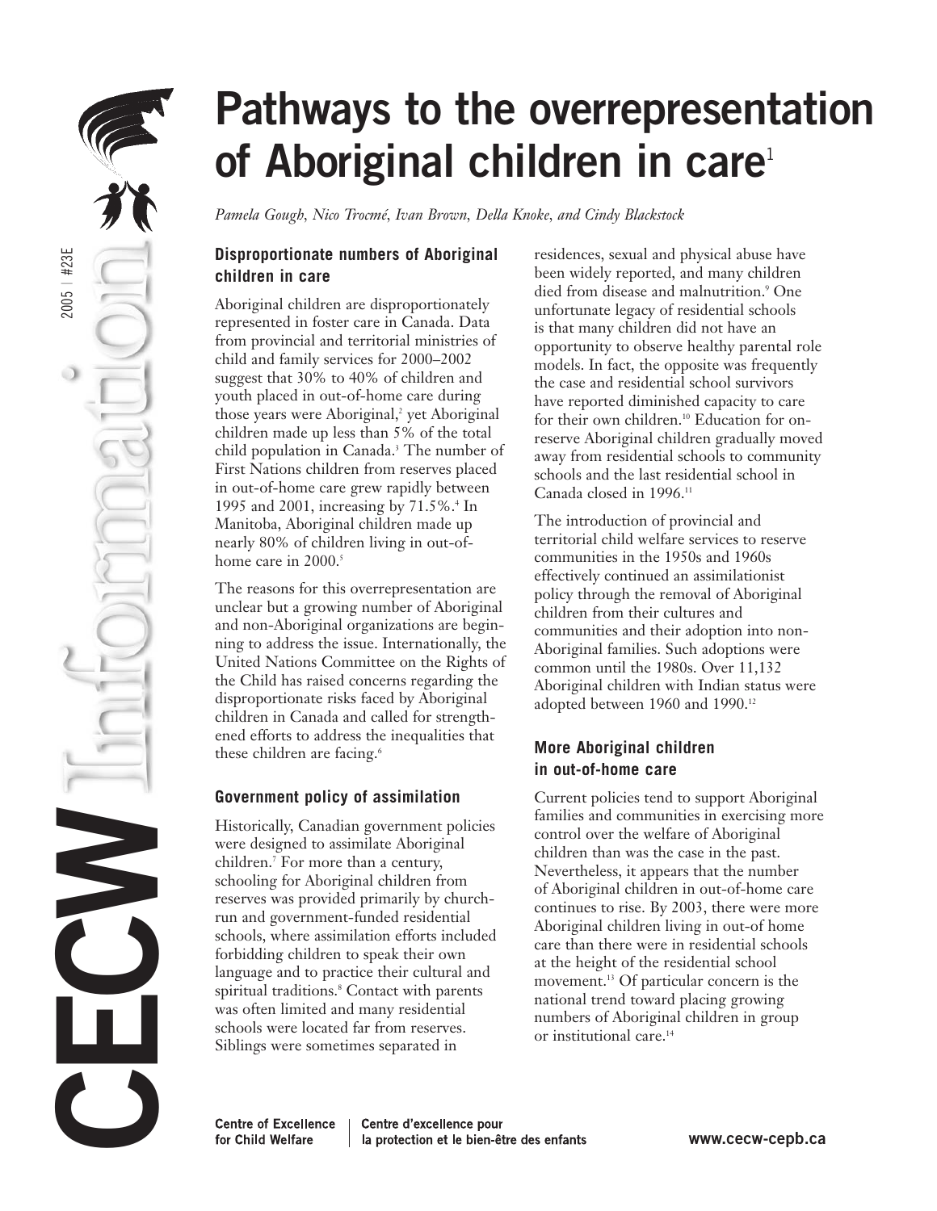# Pathways to the overrepresentation of Aboriginal children in care[1]

*Pamela Gough, Nico Trocmé, Ivan Brown, Della Knoke, and Cindy Blackstock*

### Disproportionate numbers of Aboriginal children in care

Aboriginal children are disproportionately represented in foster care in Canada. Data from provincial and territorial ministries of child and family services for 2000–2002 suggest that 30% to 40% of children and youth placed in out-of-home care during those years were Aboriginal,[2] yet Aboriginal children made up less than 5% of the total child population in Canada.[3] The number of First Nations children from reserves placed in out-of-home care grew rapidly between 1995 and 2001, increasing by 71.5%.[4] In Manitoba, Aboriginal children made up nearly 80% of children living in out-of-home care in 2000.[5]

The reasons for this overrepresentation are unclear but a growing number of Aboriginal and non-Aboriginal organizations are beginning to address the issue. Internationally, the United Nations Committee on the Rights of the Child has raised concerns regarding the disproportionate risks faced by Aboriginal children in Canada and called for strengthened efforts to address the inequalities that these children are facing.[6]

### Government policy of assimilation

Historically, Canadian government policies were designed to assimilate Aboriginal children.[7] For more than a century, schooling for Aboriginal children from reserves was provided primarily by church-run and government-funded residential schools, where assimilation efforts included forbidding children to speak their own language and to practice their cultural and spiritual traditions.[8] Contact with parents was often limited and many residential schools were located far from reserves. Siblings were sometimes separated in residences, sexual and physical abuse have been widely reported, and many children died from disease and malnutrition.[9] One unfortunate legacy of residential schools is that many children did not have an opportunity to observe healthy parental role models. In fact, the opposite was frequently the case and residential school survivors have reported diminished capacity to care for their own children.[10] Education for on-reserve Aboriginal children gradually moved away from residential schools to community schools and the last residential school in Canada closed in 1996.[11]

The introduction of provincial and territorial child welfare services to reserve communities in the 1950s and 1960s effectively continued an assimilationist policy through the removal of Aboriginal children from their cultures and communities and their adoption into non-Aboriginal families. Such adoptions were common until the 1980s. Over 11,132 Aboriginal children with Indian status were adopted between 1960 and 1990.[12]

### More Aboriginal children in out-of-home care

Current policies tend to support Aboriginal families and communities in exercising more control over the welfare of Aboriginal children than was the case in the past. Nevertheless, it appears that the number of Aboriginal children in out-of-home care continues to rise. By 2003, there were more Aboriginal children living in out-of home care than there were in residential schools at the height of the residential school movement.[13] Of particular concern is the national trend toward placing growing numbers of Aboriginal children in group or institutional care.[14]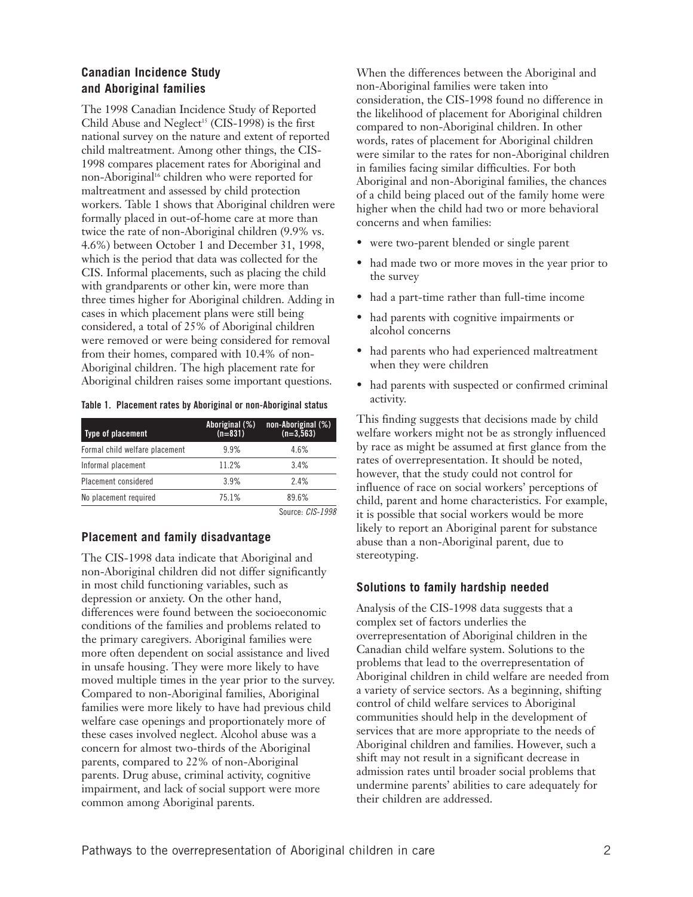## Canadian Incidence Study and Aboriginal families

The 1998 Canadian Incidence Study of Reported Child Abuse and Neglect[15] (CIS-1998) is the first national survey on the nature and extent of reported child maltreatment. Among other things, the CIS-1998 compares placement rates for Aboriginal and non-Aboriginal[16] children who were reported for maltreatment and assessed by child protection workers. Table 1 shows that Aboriginal children were formally placed in out-of-home care at more than twice the rate of non-Aboriginal children (9.9% vs. 4.6%) between October 1 and December 31, 1998, which is the period that data was collected for the CIS. Informal placements, such as placing the child with grandparents or other kin, were more than three times higher for Aboriginal children. Adding in cases in which placement plans were still being considered, a total of 25% of Aboriginal children were removed or were being considered for removal from their homes, compared with 10.4% of non-Aboriginal children. The high placement rate for Aboriginal children raises some important questions.

**Table 1. Placement rates by Aboriginal or non-Aboriginal status**

| Type of placement | Aboriginal (%) (n=831) | non-Aboriginal (%) (n=3,563) |
|---|---|---|
| Formal child welfare placement | 9.9% | 4.6% |
| Informal placement | 11.2% | 3.4% |
| Placement considered | 3.9% | 2.4% |
| No placement required | 75.1% | 89.6% |

Source: *CIS-1998*

## Placement and family disadvantage

The CIS-1998 data indicate that Aboriginal and non-Aboriginal children did not differ significantly in most child functioning variables, such as depression or anxiety. On the other hand, differences were found between the socioeconomic conditions of the families and problems related to the primary caregivers. Aboriginal families were more often dependent on social assistance and lived in unsafe housing. They were more likely to have moved multiple times in the year prior to the survey. Compared to non-Aboriginal families, Aboriginal families were more likely to have had previous child welfare case openings and proportionately more of these cases involved neglect. Alcohol abuse was a concern for almost two-thirds of the Aboriginal parents, compared to 22% of non-Aboriginal parents. Drug abuse, criminal activity, cognitive impairment, and lack of social support were more common among Aboriginal parents.

When the differences between the Aboriginal and non-Aboriginal families were taken into consideration, the CIS-1998 found no difference in the likelihood of placement for Aboriginal children compared to non-Aboriginal children. In other words, rates of placement for Aboriginal children were similar to the rates for non-Aboriginal children in families facing similar difficulties. For both Aboriginal and non-Aboriginal families, the chances of a child being placed out of the family home were higher when the child had two or more behavioral concerns and when families:

- were two-parent blended or single parent
- had made two or more moves in the year prior to the survey
- had a part-time rather than full-time income
- had parents with cognitive impairments or alcohol concerns
- had parents who had experienced maltreatment when they were children
- had parents with suspected or confirmed criminal activity.

This finding suggests that decisions made by child welfare workers might not be as strongly influenced by race as might be assumed at first glance from the rates of overrepresentation. It should be noted, however, that the study could not control for influence of race on social workers' perceptions of child, parent and home characteristics. For example, it is possible that social workers would be more likely to report an Aboriginal parent for substance abuse than a non-Aboriginal parent, due to stereotyping.

## Solutions to family hardship needed

Analysis of the CIS-1998 data suggests that a complex set of factors underlies the overrepresentation of Aboriginal children in the Canadian child welfare system. Solutions to the problems that lead to the overrepresentation of Aboriginal children in child welfare are needed from a variety of service sectors. As a beginning, shifting control of child welfare services to Aboriginal communities should help in the development of services that are more appropriate to the needs of Aboriginal children and families. However, such a shift may not result in a significant decrease in admission rates until broader social problems that undermine parents' abilities to care adequately for their children are addressed.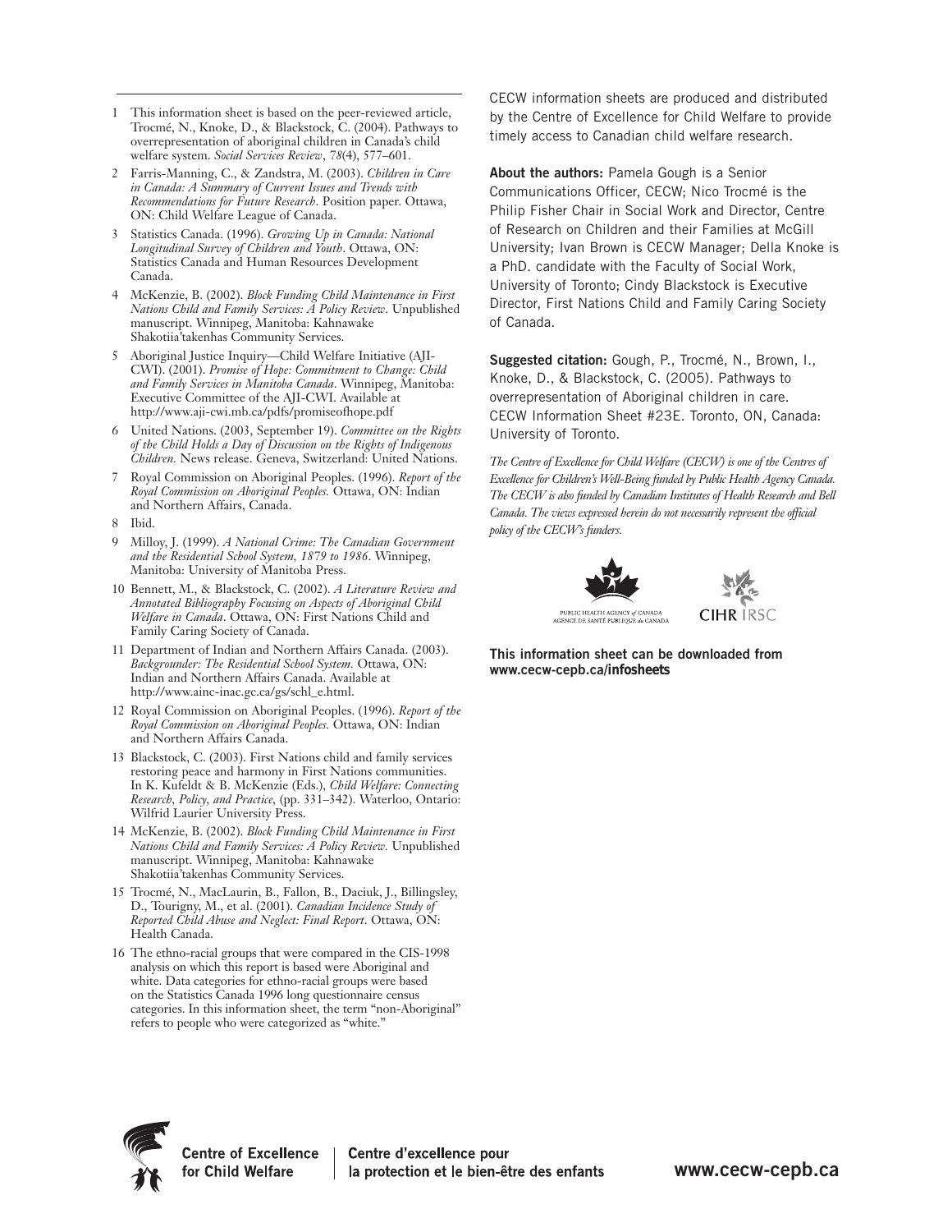1 This information sheet is based on the peer-reviewed article, Trocmé, N., Knoke, D., & Blackstock, C. (2004). Pathways to overrepresentation of aboriginal children in Canada's child welfare system. *Social Services Review*, *78*(4), 577–601.

2 Farris-Manning, C., & Zandstra, M. (2003). *Children in Care in Canada: A Summary of Current Issues and Trends with Recommendations for Future Research*. Position paper. Ottawa, ON: Child Welfare League of Canada.

3 Statistics Canada. (1996). *Growing Up in Canada: National Longitudinal Survey of Children and Youth*. Ottawa, ON: Statistics Canada and Human Resources Development Canada.

4 McKenzie, B. (2002). *Block Funding Child Maintenance in First Nations Child and Family Services: A Policy Review*. Unpublished manuscript. Winnipeg, Manitoba: Kahnawake Shakotiia'takenhas Community Services.

5 Aboriginal Justice Inquiry—Child Welfare Initiative (AJI-CWI). (2001). *Promise of Hope: Commitment to Change: Child and Family Services in Manitoba Canada*. Winnipeg, Manitoba: Executive Committee of the AJI-CWI. Available at http://www.aji-cwi.mb.ca/pdfs/promiseofhope.pdf

6 United Nations. (2003, September 19). *Committee on the Rights of the Child Holds a Day of Discussion on the Rights of Indigenous Children.* News release. Geneva, Switzerland: United Nations.

7 Royal Commission on Aboriginal Peoples. (1996). *Report of the Royal Commission on Aboriginal Peoples.* Ottawa, ON: Indian and Northern Affairs, Canada.

8 Ibid.

9 Milloy, J. (1999). *A National Crime: The Canadian Government and the Residential School System, 1879 to 1986*. Winnipeg, Manitoba: University of Manitoba Press.

10 Bennett, M., & Blackstock, C. (2002). *A Literature Review and Annotated Bibliography Focusing on Aspects of Aboriginal Child Welfare in Canada*. Ottawa, ON: First Nations Child and Family Caring Society of Canada.

11 Department of Indian and Northern Affairs Canada. (2003). *Backgrounder: The Residential School System.* Ottawa, ON: Indian and Northern Affairs Canada. Available at http://www.ainc-inac.gc.ca/gs/schl_e.html.

12 Royal Commission on Aboriginal Peoples. (1996). *Report of the Royal Commission on Aboriginal Peoples.* Ottawa, ON: Indian and Northern Affairs Canada.

13 Blackstock, C. (2003). First Nations child and family services restoring peace and harmony in First Nations communities. In K. Kufeldt & B. McKenzie (Eds.), *Child Welfare: Connecting Research, Policy, and Practice*, (pp. 331–342). Waterloo, Ontario: Wilfrid Laurier University Press.

14 McKenzie, B. (2002). *Block Funding Child Maintenance in First Nations Child and Family Services: A Policy Review*. Unpublished manuscript. Winnipeg, Manitoba: Kahnawake Shakotiia'takenhas Community Services.

15 Trocmé, N., MacLaurin, B., Fallon, B., Daciuk, J., Billingsley, D., Tourigny, M., et al. (2001). *Canadian Incidence Study of Reported Child Abuse and Neglect: Final Report*. Ottawa, ON: Health Canada.

16 The ethno-racial groups that were compared in the CIS-1998 analysis on which this report is based were Aboriginal and white. Data categories for ethno-racial groups were based on the Statistics Canada 1996 long questionnaire census categories. In this information sheet, the term "non-Aboriginal" refers to people who were categorized as "white."

CECW information sheets are produced and distributed by the Centre of Excellence for Child Welfare to provide timely access to Canadian child welfare research.

**About the authors:** Pamela Gough is a Senior Communications Officer, CECW; Nico Trocmé is the Philip Fisher Chair in Social Work and Director, Centre of Research on Children and their Families at McGill University; Ivan Brown is CECW Manager; Della Knoke is a PhD. candidate with the Faculty of Social Work, University of Toronto; Cindy Blackstock is Executive Director, First Nations Child and Family Caring Society of Canada.

**Suggested citation:** Gough, P., Trocmé, N., Brown, I., Knoke, D., & Blackstock, C. (2005). Pathways to overrepresentation of Aboriginal children in care. CECW Information Sheet #23E. Toronto, ON, Canada: University of Toronto.

*The Centre of Excellence for Child Welfare (CECW) is one of the Centres of Excellence for Children's Well-Being funded by Public Health Agency Canada. The CECW is also funded by Canadian Institutes of Health Research and Bell Canada. The views expressed herein do not necessarily represent the official policy of the CECW's funders.*

PUBLIC HEALTH AGENCY of CANADA
AGENCE DE SANTÉ PUBLIQUE du CANADA

CIHR IRSC

**This information sheet can be downloaded from www.cecw-cepb.ca/infosheets**

Centre of Excellence for Child Welfare | Centre d'excellence pour la protection et le bien-être des enfants

www.cecw-cepb.ca